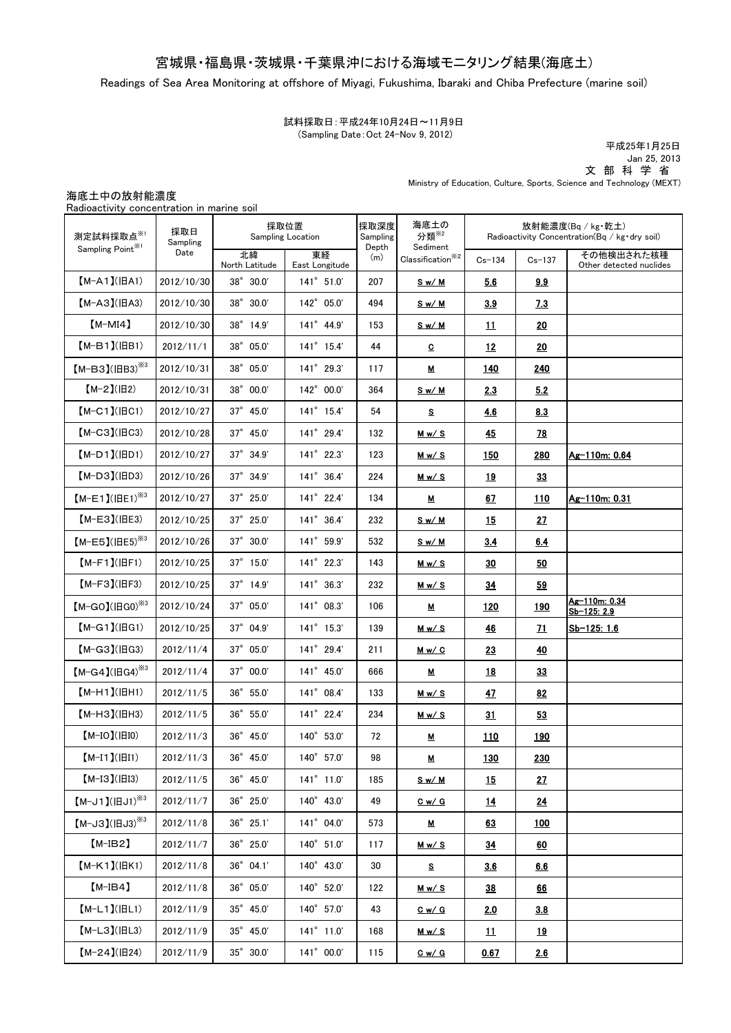# 宮城県・福島県・茨城県・千葉県沖における海域モニタリング結果(海底土)

Readings of Sea Area Monitoring at offshore of Miyagi, Fukushima, Ibaraki and Chiba Prefecture (marine soil)

試料採取日：平成24年10月24日～11月9日
(Sampling Date：Oct 24-Nov 9, 2012)

平成25年1月25日
Jan 25, 2013
文部科学省
Ministry of Education, Culture, Sports, Science and Technology (MEXT)

海底土中の放射能濃度
Radioactivity concentration in marine soil

| 測定試料採取点※1 Sampling Point※1 | 採取日 Sampling Date | 採取位置 Sampling Location | | 採取深度 Sampling Depth (m) | 海底土の分類※2 Sediment Classification※2 | 放射能濃度(Bq / kg・乾土) Radioactivity Concentration(Bq / kg・dry soil) | | |
|---|---|---|---|---|---|---|---|---|
| | | 北緯 North Latitude | 東経 East Longitude | | | Cs-134 | Cs-137 | その他検出された核種 Other detected nuclides |
| 【M-A1】(旧A1) | 2012/10/30 | 38° 30.0' | 141° 51.0' | 207 | S w/ M | 5.6 | 9.9 | |
| 【M-A3】(旧A3) | 2012/10/30 | 38° 30.0' | 142° 05.0' | 494 | S w/ M | 3.9 | 7.3 | |
| 【M-MI4】 | 2012/10/30 | 38° 14.9' | 141° 44.9' | 153 | S w/ M | 11 | 20 | |
| 【M-B1】(旧B1) | 2012/11/1 | 38° 05.0' | 141° 15.4' | 44 | C | 12 | 20 | |
| 【M-B3】(旧B3)※3 | 2012/10/31 | 38° 05.0' | 141° 29.3' | 117 | M | 140 | 240 | |
| 【M-2】(旧2) | 2012/10/31 | 38° 00.0' | 142° 00.0' | 364 | S w/ M | 2.3 | 5.2 | |
| 【M-C1】(旧C1) | 2012/10/27 | 37° 45.0' | 141° 15.4' | 54 | S | 4.6 | 8.3 | |
| 【M-C3】(旧C3) | 2012/10/28 | 37° 45.0' | 141° 29.4' | 132 | M w/ S | 45 | 78 | |
| 【M-D1】(旧D1) | 2012/10/27 | 37° 34.9' | 141° 22.3' | 123 | M w/ S | 150 | 280 | Ag-110m: 0.64 |
| 【M-D3】(旧D3) | 2012/10/26 | 37° 34.9' | 141° 36.4' | 224 | M w/ S | 19 | 33 | |
| 【M-E1】(旧E1)※3 | 2012/10/27 | 37° 25.0' | 141° 22.4' | 134 | M | 67 | 110 | Ag-110m: 0.31 |
| 【M-E3】(旧E3) | 2012/10/25 | 37° 25.0' | 141° 36.4' | 232 | S w/ M | 15 | 27 | |
| 【M-E5】(旧E5)※3 | 2012/10/26 | 37° 30.0' | 141° 59.9' | 532 | S w/ M | 3.4 | 6.4 | |
| 【M-F1】(旧F1) | 2012/10/25 | 37° 15.0' | 141° 22.3' | 143 | M w/ S | 30 | 50 | |
| 【M-F3】(旧F3) | 2012/10/25 | 37° 14.9' | 141° 36.3' | 232 | M w/ S | 34 | 59 | |
| 【M-G0】(旧G0)※3 | 2012/10/24 | 37° 05.0' | 141° 08.3' | 106 | M | 120 | 190 | Ag-110m: 0.34 Sb-125: 2.9 |
| 【M-G1】(旧G1) | 2012/10/25 | 37° 04.9' | 141° 15.3' | 139 | M w/ S | 46 | 71 | Sb-125: 1.6 |
| 【M-G3】(旧G3) | 2012/11/4 | 37° 05.0' | 141° 29.4' | 211 | M w/ C | 23 | 40 | |
| 【M-G4】(旧G4)※3 | 2012/11/4 | 37° 00.0' | 141° 45.0' | 666 | M | 18 | 33 | |
| 【M-H1】(旧H1) | 2012/11/5 | 36° 55.0' | 141° 08.4' | 133 | M w/ S | 47 | 82 | |
| 【M-H3】(旧H3) | 2012/11/5 | 36° 55.0' | 141° 22.4' | 234 | M w/ S | 31 | 53 | |
| 【M-I0】(旧I0) | 2012/11/3 | 36° 45.0' | 140° 53.0' | 72 | M | 110 | 190 | |
| 【M-I1】(旧I1) | 2012/11/3 | 36° 45.0' | 140° 57.0' | 98 | M | 130 | 230 | |
| 【M-I3】(旧I3) | 2012/11/5 | 36° 45.0' | 141° 11.0' | 185 | S w/ M | 15 | 27 | |
| 【M-J1】(旧J1)※3 | 2012/11/7 | 36° 25.0' | 140° 43.0' | 49 | C w/ G | 14 | 24 | |
| 【M-J3】(旧J3)※3 | 2012/11/8 | 36° 25.1' | 141° 04.0' | 573 | M | 63 | 100 | |
| 【M-IB2】 | 2012/11/7 | 36° 25.0' | 140° 51.0' | 117 | M w/ S | 34 | 60 | |
| 【M-K1】(旧K1) | 2012/11/8 | 36° 04.1' | 140° 43.0' | 30 | S | 3.6 | 6.6 | |
| 【M-IB4】 | 2012/11/8 | 36° 05.0' | 140° 52.0' | 122 | M w/ S | 38 | 66 | |
| 【M-L1】(旧L1) | 2012/11/9 | 35° 45.0' | 140° 57.0' | 43 | C w/ G | 2.0 | 3.8 | |
| 【M-L3】(旧L3) | 2012/11/9 | 35° 45.0' | 141° 11.0' | 168 | M w/ S | 11 | 19 | |
| 【M-24】(旧24) | 2012/11/9 | 35° 30.0' | 141° 00.0' | 115 | C w/ G | 0.67 | 2.6 | |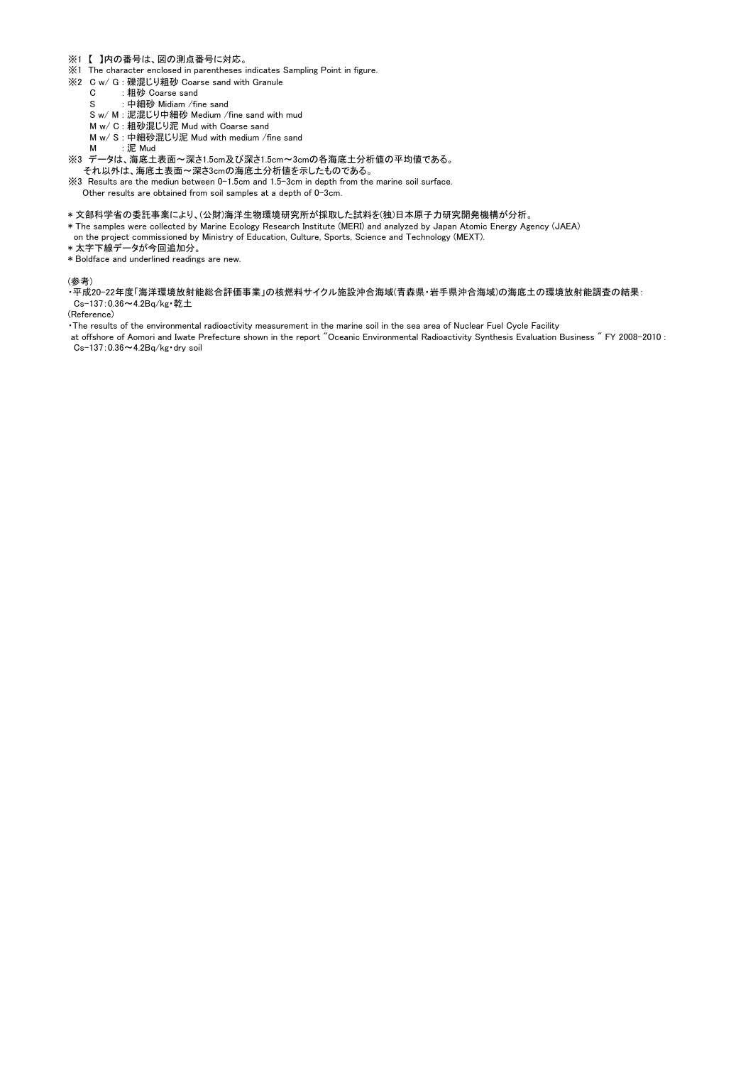※1 【 】内の番号は、図の測点番号に対応。

※1 The character enclosed in parentheses indicates Sampling Point in figure.

※2 C w/ G : 礫混じり粗砂 Coarse sand with Granule

C : 粗砂 Coarse sand

S : 中細砂 Midiam /fine sand

S w/ M : 泥混じり中細砂 Medium /fine sand with mud

M w/ C : 粗砂混じり泥 Mud with Coarse sand

M w/ S : 中細砂混じり泥 Mud with medium /fine sand

M : 泥 Mud

※3 データは、海底土表面～深さ1.5cm及び深さ1.5cm～3cmの各海底土分析値の平均値である。
それ以外は、海底土表面～深さ3cmの海底土分析値を示したものである。

※3 Results are the mediun between 0-1.5cm and 1.5-3cm in depth from the marine soil surface.
Other results are obtained from soil samples at a depth of 0-3cm.

* 文部科学省の委託事業により、(公財)海洋生物環境研究所が採取した試料を(独)日本原子力研究開発機構が分析。

* The samples were collected by Marine Ecology Research Institute (MERI) and analyzed by Japan Atomic Energy Agency (JAEA) on the project commissioned by Ministry of Education, Culture, Sports, Science and Technology (MEXT).

* 太字下線データが今回追加分。

* Boldface and underlined readings are new.

(参考)

・平成20-22年度「海洋環境放射能総合評価事業」の核燃料サイクル施設沖合海域(青森県・岩手県沖合海域)の海底土の環境放射能調査の結果:
Cs-137:0.36～4.2Bq/kg・乾土

(Reference)

・The results of the environmental radioactivity measurement in the marine soil in the sea area of Nuclear Fuel Cycle Facility at offshore of Aomori and Iwate Prefecture shown in the report "Oceanic Environmental Radioactivity Synthesis Evaluation Business " FY 2008-2010 :
Cs-137:0.36～4.2Bq/kg・dry soil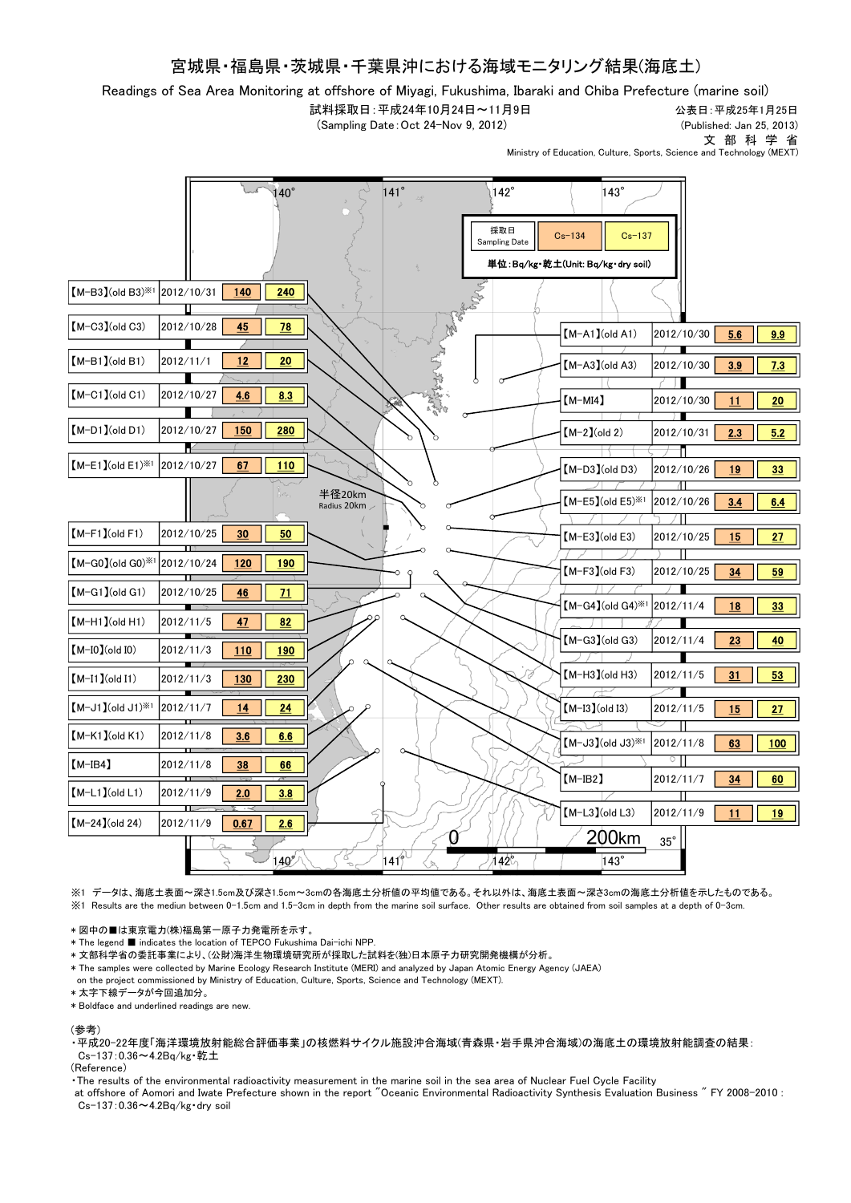# 宮城県・福島県・茨城県・千葉県沖における海域モニタリング結果(海底土)

Readings of Sea Area Monitoring at offshore of Miyagi, Fukushima, Ibaraki and Chiba Prefecture (marine soil)

試料採取日：平成24年10月24日～11月9日
(Sampling Date：Oct 24-Nov 9, 2012)

公表日：平成25年1月25日
(Published: Jan 25, 2013)
文 部 科 学 省
Ministry of Education, Culture, Sports, Science and Technology (MEXT)

単位：Bq/kg・乾土(Unit: Bq/kg・dry soil)

| 地点 | 採取日 Sampling Date | Cs-134 | Cs-137 |
|---|---|---|---|
| 【M-B3】(old B3)※1 | 2012/10/31 | 140 | 240 |
| 【M-C3】(old C3) | 2012/10/28 | 45 | 78 |
| 【M-B1】(old B1) | 2012/11/1 | 12 | 20 |
| 【M-C1】(old C1) | 2012/10/27 | 4.6 | 8.3 |
| 【M-D1】(old D1) | 2012/10/27 | 150 | 280 |
| 【M-E1】(old E1)※1 | 2012/10/27 | 67 | 110 |
| 【M-F1】(old F1) | 2012/10/25 | 30 | 50 |
| 【M-G0】(old G0)※1 | 2012/10/24 | 120 | 190 |
| 【M-G1】(old G1) | 2012/10/25 | 46 | 71 |
| 【M-H1】(old H1) | 2012/11/5 | 47 | 82 |
| 【M-I0】(old I0) | 2012/11/3 | 110 | 190 |
| 【M-I1】(old I1) | 2012/11/3 | 130 | 230 |
| 【M-J1】(old J1)※1 | 2012/11/7 | 14 | 24 |
| 【M-K1】(old K1) | 2012/11/8 | 3.6 | 6.6 |
| 【M-IB4】 | 2012/11/8 | 38 | 66 |
| 【M-L1】(old L1) | 2012/11/9 | 2.0 | 3.8 |
| 【M-24】(old 24) | 2012/11/9 | 0.67 | 2.6 |
| 【M-A1】(old A1) | 2012/10/30 | 5.6 | 9.9 |
| 【M-A3】(old A3) | 2012/10/30 | 3.9 | 7.3 |
| 【M-MI4】 | 2012/10/30 | 11 | 20 |
| 【M-2】(old 2) | 2012/10/31 | 2.3 | 5.2 |
| 【M-D3】(old D3) | 2012/10/26 | 19 | 33 |
| 【M-E5】(old E5)※1 | 2012/10/26 | 3.4 | 6.4 |
| 【M-E3】(old E3) | 2012/10/25 | 15 | 27 |
| 【M-F3】(old F3) | 2012/10/25 | 34 | 59 |
| 【M-G4】(old G4)※1 | 2012/11/4 | 18 | 33 |
| 【M-G3】(old G3) | 2012/11/4 | 23 | 40 |
| 【M-H3】(old H3) | 2012/11/5 | 31 | 53 |
| 【M-I3】(old I3) | 2012/11/5 | 15 | 27 |
| 【M-J3】(old J3)※1 | 2012/11/8 | 63 | 100 |
| 【M-IB2】 | 2012/11/7 | 34 | 60 |
| 【M-L3】(old L3) | 2012/11/9 | 11 | 19 |

半径20km
Radius 20km

140° 141° 142° 143° 35°
0 200km

※1 データは、海底土表面～深さ1.5cm及び深さ1.5cm～3cmの各海底土分析値の平均値である。それ以外は、海底土表面～深さ3cmの海底土分析値を示したものである。
※1 Results are the mediun between 0-1.5cm and 1.5-3cm in depth from the marine soil surface. Other results are obtained from soil samples at a depth of 0-3cm.

* 図中の■は東京電力(株)福島第一原子力発電所を示す。
* The legend ■ indicates the location of TEPCO Fukushima Dai-ichi NPP.
* 文部科学省の委託事業により、(公財)海洋生物環境研究所が採取した試料を(独)日本原子力研究開発機構が分析。
* The samples were collected by Marine Ecology Research Institute (MERI) and analyzed by Japan Atomic Energy Agency (JAEA) on the project commissioned by Ministry of Education, Culture, Sports, Science and Technology (MEXT).
* 太字下線データが今回追加分。
* Boldface and underlined readings are new.

(参考)
・平成20-22年度「海洋環境放射能総合評価事業」の核燃料サイクル施設沖合海域(青森県・岩手県沖合海域)の海底土の環境放射能調査の結果：
Cs-137：0.36～4.2Bq/kg・乾土
(Reference)
・The results of the environmental radioactivity measurement in the marine soil in the sea area of Nuclear Fuel Cycle Facility at offshore of Aomori and Iwate Prefecture shown in the report "Oceanic Environmental Radioactivity Synthesis Evaluation Business " FY 2008-2010 :
Cs-137：0.36～4.2Bq/kg・dry soil